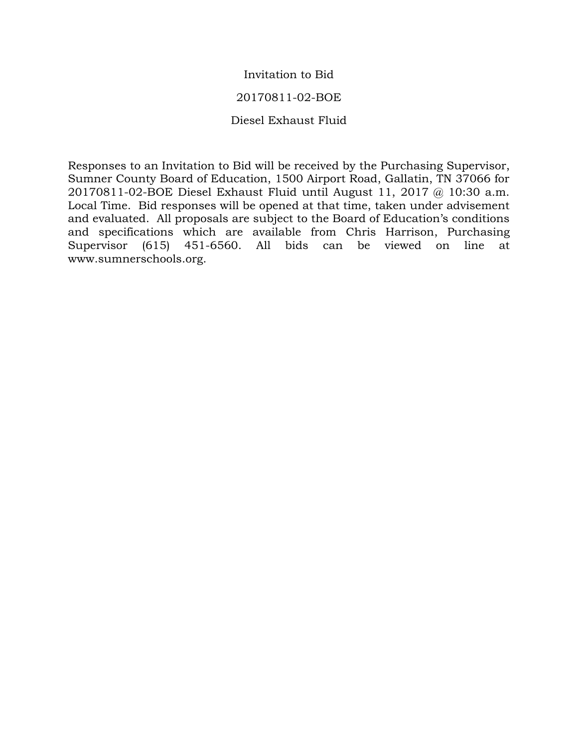# Invitation to Bid

## 20170811-02-BOE

## Diesel Exhaust Fluid

Responses to an Invitation to Bid will be received by the Purchasing Supervisor, Sumner County Board of Education, 1500 Airport Road, Gallatin, TN 37066 for 20170811-02-BOE Diesel Exhaust Fluid until August 11, 2017 @ 10:30 a.m. Local Time. Bid responses will be opened at that time, taken under advisement and evaluated. All proposals are subject to the Board of Education's conditions and specifications which are available from Chris Harrison, Purchasing Supervisor (615) 451-6560. All bids can be viewed on line at www.sumnerschools.org.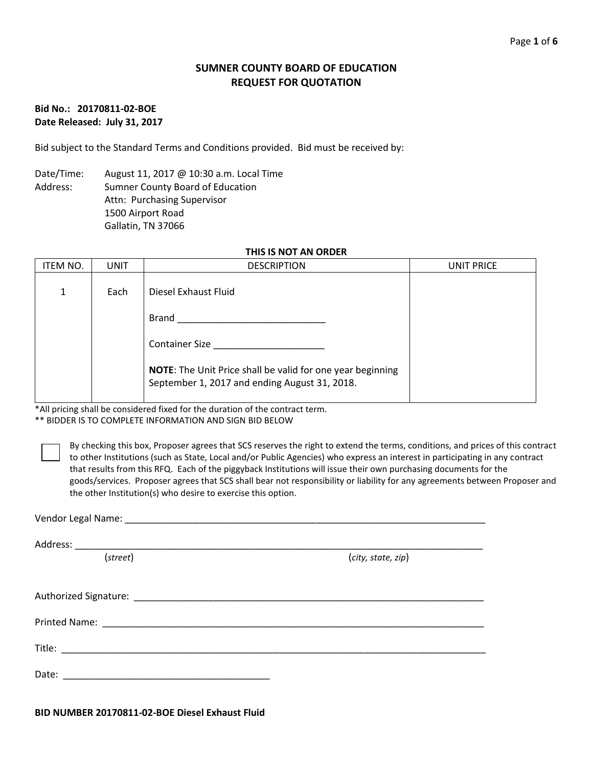# SUMNER COUNTY BOARD OF EDUCATION
## REQUEST FOR QUOTATION

**Bid No.: 20170811-02-BOE**
**Date Released: July 31, 2017**

Bid subject to the Standard Terms and Conditions provided. Bid must be received by:

Date/Time: August 11, 2017 @ 10:30 a.m. Local Time
Address: Sumner County Board of Education
Attn: Purchasing Supervisor
1500 Airport Road
Gallatin, TN 37066

**THIS IS NOT AN ORDER**

| ITEM NO. | UNIT | DESCRIPTION | UNIT PRICE |
|---|---|---|---|
| 1 | Each | Diesel Exhaust Fluid<br><br>Brand ____________________________<br><br>Container Size _____________________<br><br>**NOTE**: The Unit Price shall be valid for one year beginning September 1, 2017 and ending August 31, 2018. | |

*All pricing shall be considered fixed for the duration of the contract term.
** BIDDER IS TO COMPLETE INFORMATION AND SIGN BID BELOW

☐ By checking this box, Proposer agrees that SCS reserves the right to extend the terms, conditions, and prices of this contract to other Institutions (such as State, Local and/or Public Agencies) who express an interest in participating in any contract that results from this RFQ. Each of the piggyback Institutions will issue their own purchasing documents for the goods/services. Proposer agrees that SCS shall bear not responsibility or liability for any agreements between Proposer and the other Institution(s) who desire to exercise this option.

Vendor Legal Name: ______________________________________________________________________

Address: ______________________________________________________________________________
(*street*) (*city, state, zip*)

Authorized Signature: _____________________________________________________________________

Printed Name: ____________________________________________________________________________

Title: ____________________________________________________________________________________

Date: _______________________________________

**BID NUMBER 20170811-02-BOE Diesel Exhaust Fluid**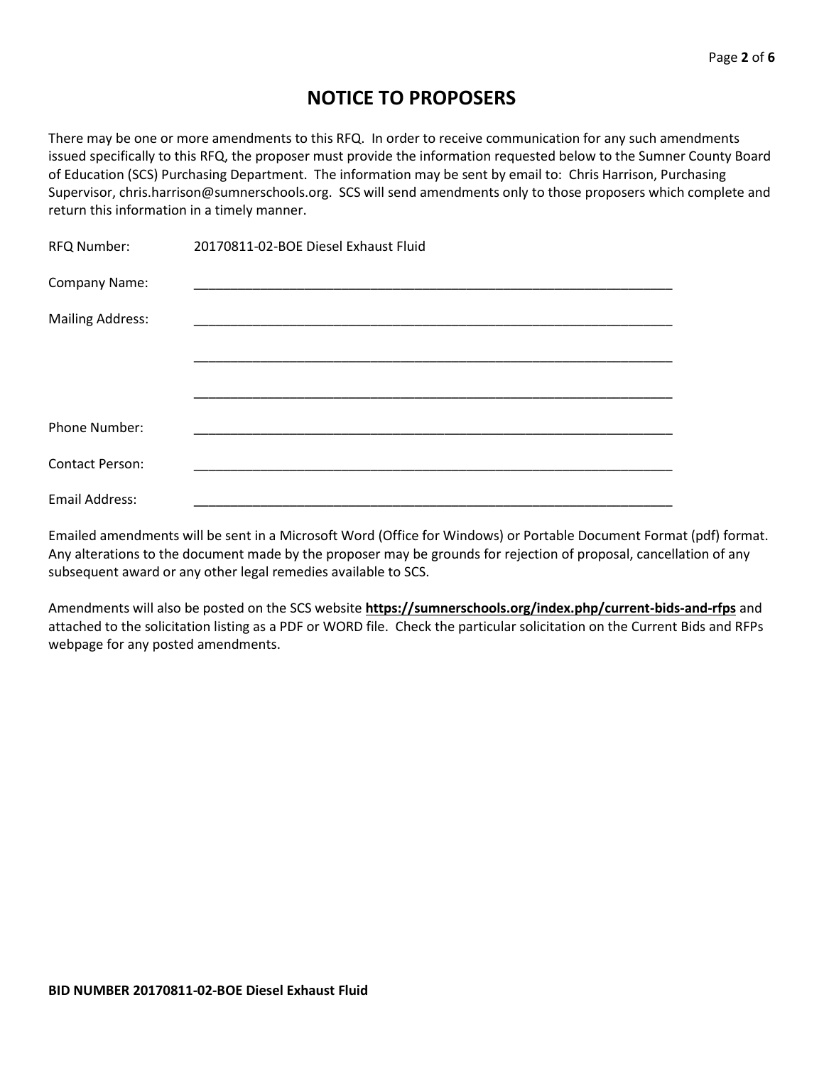# NOTICE TO PROPOSERS

There may be one or more amendments to this RFQ. In order to receive communication for any such amendments issued specifically to this RFQ, the proposer must provide the information requested below to the Sumner County Board of Education (SCS) Purchasing Department. The information may be sent by email to: Chris Harrison, Purchasing Supervisor, chris.harrison@sumnerschools.org. SCS will send amendments only to those proposers which complete and return this information in a timely manner.

RFQ Number: 20170811-02-BOE Diesel Exhaust Fluid

Company Name: ___________________________________________________________________

Mailing Address: ___________________________________________________________________

___________________________________________________________________

___________________________________________________________________

Phone Number: ___________________________________________________________________

Contact Person: ___________________________________________________________________

Email Address: ___________________________________________________________________

Emailed amendments will be sent in a Microsoft Word (Office for Windows) or Portable Document Format (pdf) format. Any alterations to the document made by the proposer may be grounds for rejection of proposal, cancellation of any subsequent award or any other legal remedies available to SCS.

Amendments will also be posted on the SCS website **https://sumnerschools.org/index.php/current-bids-and-rfps** and attached to the solicitation listing as a PDF or WORD file. Check the particular solicitation on the Current Bids and RFPs webpage for any posted amendments.

**BID NUMBER 20170811-02-BOE Diesel Exhaust Fluid**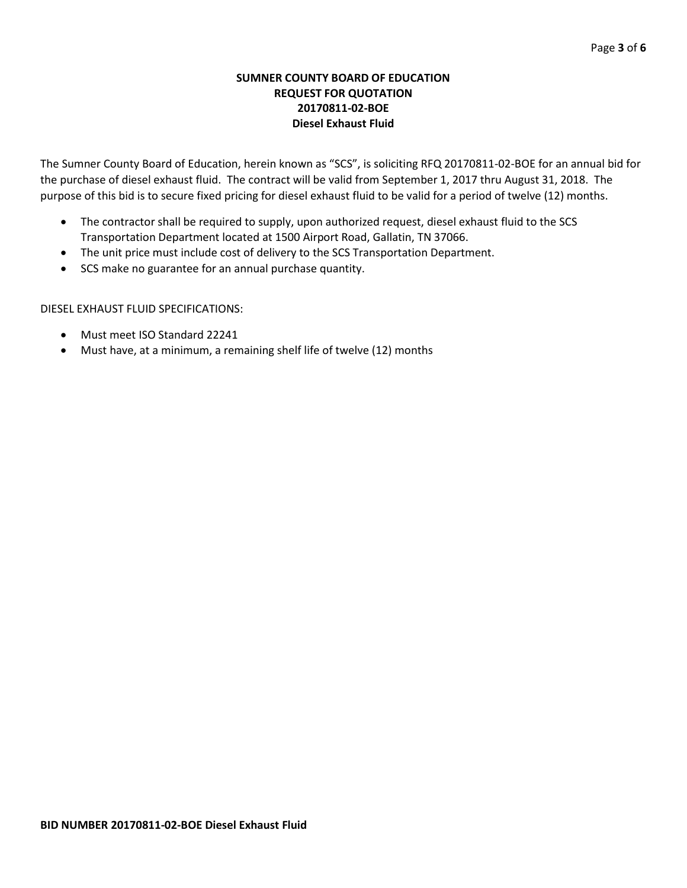**SUMNER COUNTY BOARD OF EDUCATION**
**REQUEST FOR QUOTATION**
**20170811-02-BOE**
**Diesel Exhaust Fluid**

The Sumner County Board of Education, herein known as "SCS", is soliciting RFQ 20170811-02-BOE for an annual bid for the purchase of diesel exhaust fluid. The contract will be valid from September 1, 2017 thru August 31, 2018. The purpose of this bid is to secure fixed pricing for diesel exhaust fluid to be valid for a period of twelve (12) months.

- The contractor shall be required to supply, upon authorized request, diesel exhaust fluid to the SCS Transportation Department located at 1500 Airport Road, Gallatin, TN 37066.
- The unit price must include cost of delivery to the SCS Transportation Department.
- SCS make no guarantee for an annual purchase quantity.

DIESEL EXHAUST FLUID SPECIFICATIONS:

- Must meet ISO Standard 22241
- Must have, at a minimum, a remaining shelf life of twelve (12) months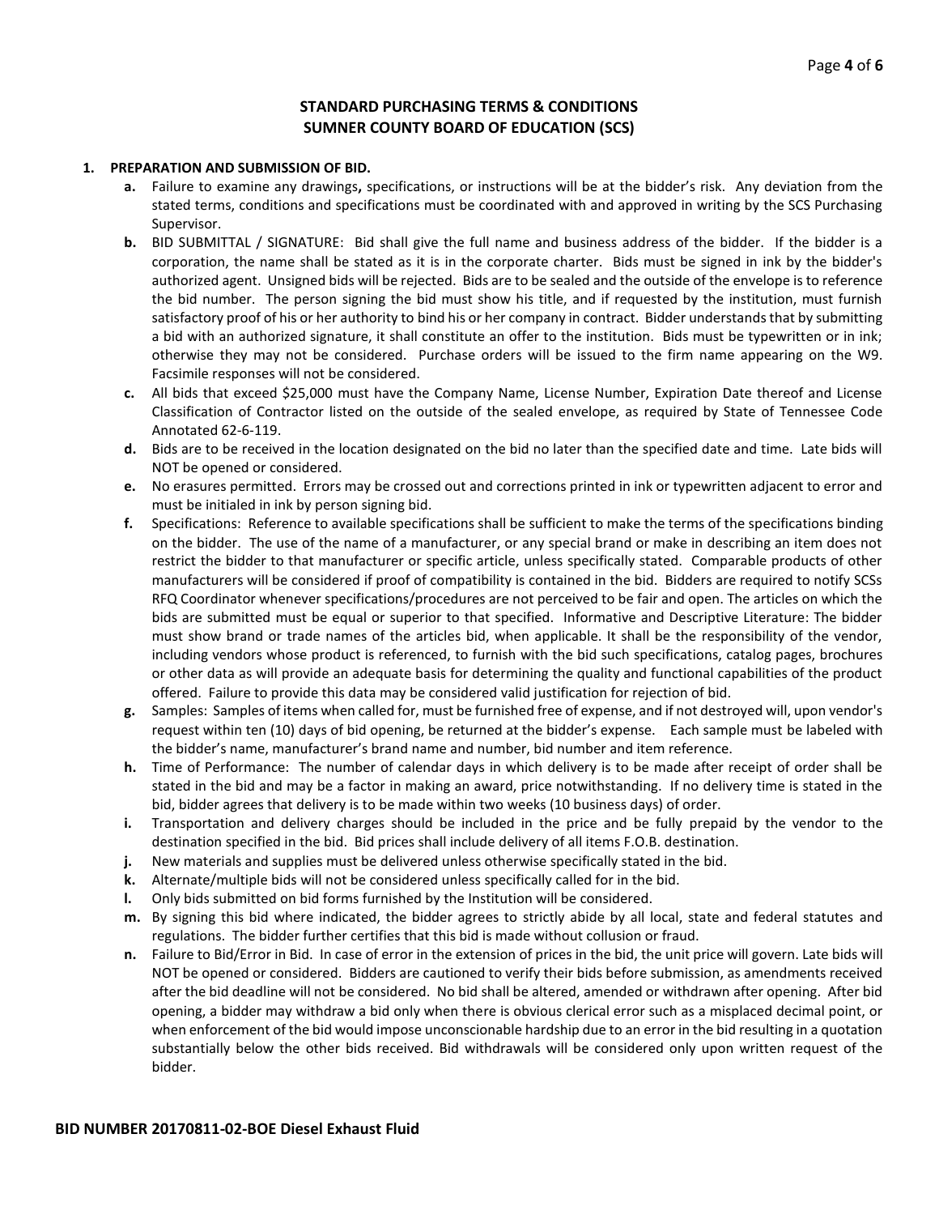## STANDARD PURCHASING TERMS & CONDITIONS
## SUMNER COUNTY BOARD OF EDUCATION (SCS)

1. **PREPARATION AND SUBMISSION OF BID.**
   - **a.** Failure to examine any drawings**,** specifications, or instructions will be at the bidder's risk. Any deviation from the stated terms, conditions and specifications must be coordinated with and approved in writing by the SCS Purchasing Supervisor.
   - **b.** BID SUBMITTAL / SIGNATURE: Bid shall give the full name and business address of the bidder. If the bidder is a corporation, the name shall be stated as it is in the corporate charter. Bids must be signed in ink by the bidder's authorized agent. Unsigned bids will be rejected. Bids are to be sealed and the outside of the envelope is to reference the bid number. The person signing the bid must show his title, and if requested by the institution, must furnish satisfactory proof of his or her authority to bind his or her company in contract. Bidder understands that by submitting a bid with an authorized signature, it shall constitute an offer to the institution. Bids must be typewritten or in ink; otherwise they may not be considered. Purchase orders will be issued to the firm name appearing on the W9. Facsimile responses will not be considered.
   - **c.** All bids that exceed $25,000 must have the Company Name, License Number, Expiration Date thereof and License Classification of Contractor listed on the outside of the sealed envelope, as required by State of Tennessee Code Annotated 62-6-119.
   - **d.** Bids are to be received in the location designated on the bid no later than the specified date and time. Late bids will NOT be opened or considered.
   - **e.** No erasures permitted. Errors may be crossed out and corrections printed in ink or typewritten adjacent to error and must be initialed in ink by person signing bid.
   - **f.** Specifications: Reference to available specifications shall be sufficient to make the terms of the specifications binding on the bidder. The use of the name of a manufacturer, or any special brand or make in describing an item does not restrict the bidder to that manufacturer or specific article, unless specifically stated. Comparable products of other manufacturers will be considered if proof of compatibility is contained in the bid. Bidders are required to notify SCSs RFQ Coordinator whenever specifications/procedures are not perceived to be fair and open. The articles on which the bids are submitted must be equal or superior to that specified. Informative and Descriptive Literature: The bidder must show brand or trade names of the articles bid, when applicable. It shall be the responsibility of the vendor, including vendors whose product is referenced, to furnish with the bid such specifications, catalog pages, brochures or other data as will provide an adequate basis for determining the quality and functional capabilities of the product offered. Failure to provide this data may be considered valid justification for rejection of bid.
   - **g.** Samples: Samples of items when called for, must be furnished free of expense, and if not destroyed will, upon vendor's request within ten (10) days of bid opening, be returned at the bidder's expense. Each sample must be labeled with the bidder's name, manufacturer's brand name and number, bid number and item reference.
   - **h.** Time of Performance: The number of calendar days in which delivery is to be made after receipt of order shall be stated in the bid and may be a factor in making an award, price notwithstanding. If no delivery time is stated in the bid, bidder agrees that delivery is to be made within two weeks (10 business days) of order.
   - **i.** Transportation and delivery charges should be included in the price and be fully prepaid by the vendor to the destination specified in the bid. Bid prices shall include delivery of all items F.O.B. destination.
   - **j.** New materials and supplies must be delivered unless otherwise specifically stated in the bid.
   - **k.** Alternate/multiple bids will not be considered unless specifically called for in the bid.
   - **l.** Only bids submitted on bid forms furnished by the Institution will be considered.
   - **m.** By signing this bid where indicated, the bidder agrees to strictly abide by all local, state and federal statutes and regulations. The bidder further certifies that this bid is made without collusion or fraud.
   - **n.** Failure to Bid/Error in Bid. In case of error in the extension of prices in the bid, the unit price will govern. Late bids will NOT be opened or considered. Bidders are cautioned to verify their bids before submission, as amendments received after the bid deadline will not be considered. No bid shall be altered, amended or withdrawn after opening. After bid opening, a bidder may withdraw a bid only when there is obvious clerical error such as a misplaced decimal point, or when enforcement of the bid would impose unconscionable hardship due to an error in the bid resulting in a quotation substantially below the other bids received. Bid withdrawals will be considered only upon written request of the bidder.

**BID NUMBER 20170811-02-BOE Diesel Exhaust Fluid**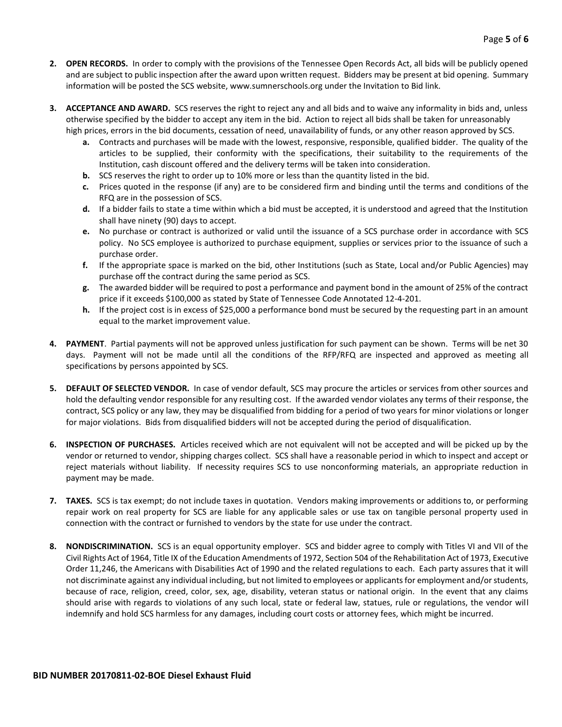2. **OPEN RECORDS.** In order to comply with the provisions of the Tennessee Open Records Act, all bids will be publicly opened and are subject to public inspection after the award upon written request. Bidders may be present at bid opening. Summary information will be posted the SCS website, www.sumnerschools.org under the Invitation to Bid link.

3. **ACCEPTANCE AND AWARD.** SCS reserves the right to reject any and all bids and to waive any informality in bids and, unless otherwise specified by the bidder to accept any item in the bid. Action to reject all bids shall be taken for unreasonably high prices, errors in the bid documents, cessation of need, unavailability of funds, or any other reason approved by SCS.
   - **a.** Contracts and purchases will be made with the lowest, responsive, responsible, qualified bidder. The quality of the articles to be supplied, their conformity with the specifications, their suitability to the requirements of the Institution, cash discount offered and the delivery terms will be taken into consideration.
   - **b.** SCS reserves the right to order up to 10% more or less than the quantity listed in the bid.
   - **c.** Prices quoted in the response (if any) are to be considered firm and binding until the terms and conditions of the RFQ are in the possession of SCS.
   - **d.** If a bidder fails to state a time within which a bid must be accepted, it is understood and agreed that the Institution shall have ninety (90) days to accept.
   - **e.** No purchase or contract is authorized or valid until the issuance of a SCS purchase order in accordance with SCS policy. No SCS employee is authorized to purchase equipment, supplies or services prior to the issuance of such a purchase order.
   - **f.** If the appropriate space is marked on the bid, other Institutions (such as State, Local and/or Public Agencies) may purchase off the contract during the same period as SCS.
   - **g.** The awarded bidder will be required to post a performance and payment bond in the amount of 25% of the contract price if it exceeds $100,000 as stated by State of Tennessee Code Annotated 12-4-201.
   - **h.** If the project cost is in excess of $25,000 a performance bond must be secured by the requesting part in an amount equal to the market improvement value.

4. **PAYMENT**. Partial payments will not be approved unless justification for such payment can be shown. Terms will be net 30 days. Payment will not be made until all the conditions of the RFP/RFQ are inspected and approved as meeting all specifications by persons appointed by SCS.

5. **DEFAULT OF SELECTED VENDOR.** In case of vendor default, SCS may procure the articles or services from other sources and hold the defaulting vendor responsible for any resulting cost. If the awarded vendor violates any terms of their response, the contract, SCS policy or any law, they may be disqualified from bidding for a period of two years for minor violations or longer for major violations. Bids from disqualified bidders will not be accepted during the period of disqualification.

6. **INSPECTION OF PURCHASES.** Articles received which are not equivalent will not be accepted and will be picked up by the vendor or returned to vendor, shipping charges collect. SCS shall have a reasonable period in which to inspect and accept or reject materials without liability. If necessity requires SCS to use nonconforming materials, an appropriate reduction in payment may be made.

7. **TAXES.** SCS is tax exempt; do not include taxes in quotation. Vendors making improvements or additions to, or performing repair work on real property for SCS are liable for any applicable sales or use tax on tangible personal property used in connection with the contract or furnished to vendors by the state for use under the contract.

8. **NONDISCRIMINATION.** SCS is an equal opportunity employer. SCS and bidder agree to comply with Titles VI and VII of the Civil Rights Act of 1964, Title IX of the Education Amendments of 1972, Section 504 of the Rehabilitation Act of 1973, Executive Order 11,246, the Americans with Disabilities Act of 1990 and the related regulations to each. Each party assures that it will not discriminate against any individual including, but not limited to employees or applicants for employment and/or students, because of race, religion, creed, color, sex, age, disability, veteran status or national origin. In the event that any claims should arise with regards to violations of any such local, state or federal law, statues, rule or regulations, the vendor will indemnify and hold SCS harmless for any damages, including court costs or attorney fees, which might be incurred.

**BID NUMBER 20170811-02-BOE Diesel Exhaust Fluid**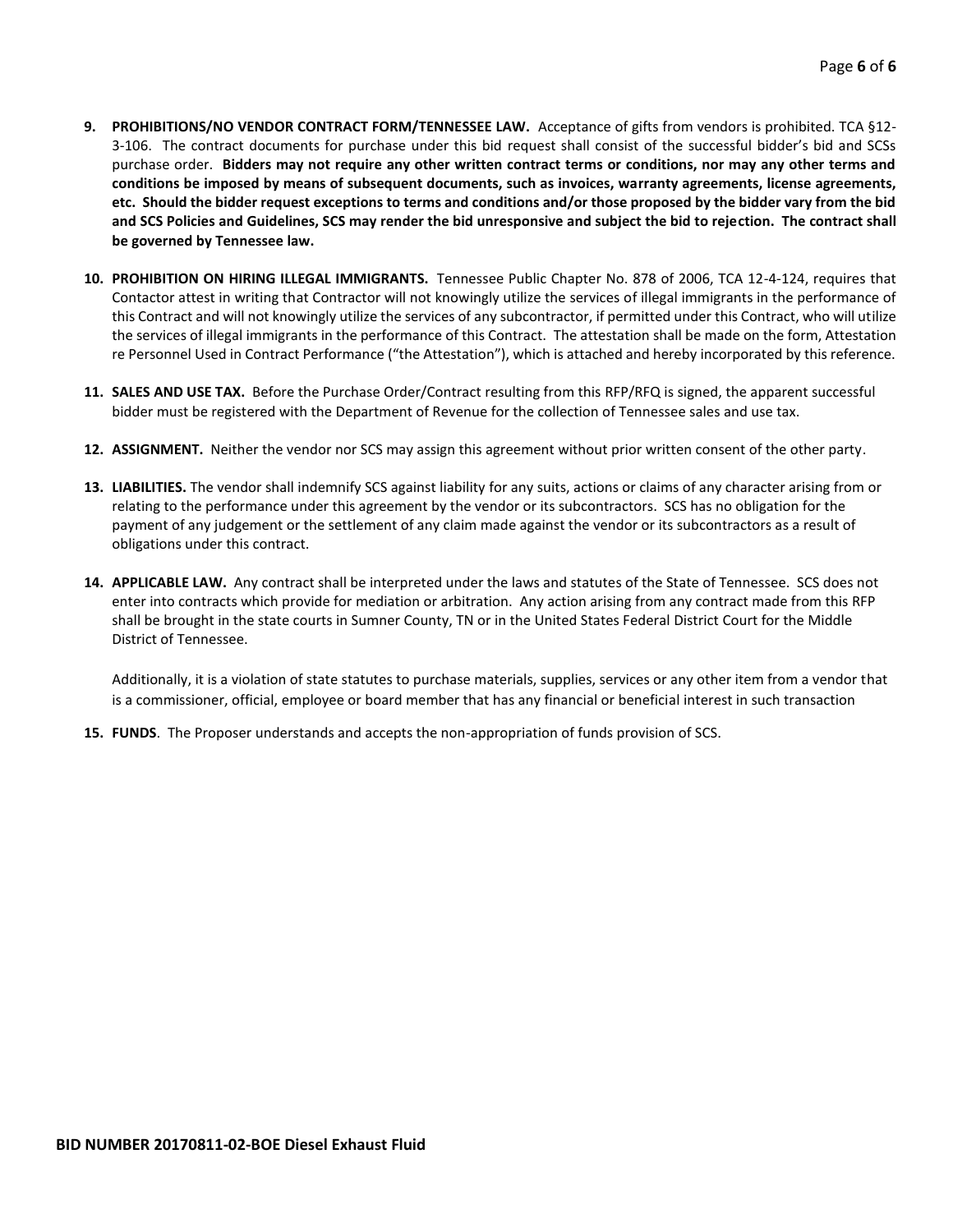9. **PROHIBITIONS/NO VENDOR CONTRACT FORM/TENNESSEE LAW.** Acceptance of gifts from vendors is prohibited. TCA §12-3-106. The contract documents for purchase under this bid request shall consist of the successful bidder's bid and SCSs purchase order. **Bidders may not require any other written contract terms or conditions, nor may any other terms and conditions be imposed by means of subsequent documents, such as invoices, warranty agreements, license agreements, etc. Should the bidder request exceptions to terms and conditions and/or those proposed by the bidder vary from the bid and SCS Policies and Guidelines, SCS may render the bid unresponsive and subject the bid to rejection. The contract shall be governed by Tennessee law.**

10. **PROHIBITION ON HIRING ILLEGAL IMMIGRANTS.** Tennessee Public Chapter No. 878 of 2006, TCA 12-4-124, requires that Contactor attest in writing that Contractor will not knowingly utilize the services of illegal immigrants in the performance of this Contract and will not knowingly utilize the services of any subcontractor, if permitted under this Contract, who will utilize the services of illegal immigrants in the performance of this Contract. The attestation shall be made on the form, Attestation re Personnel Used in Contract Performance ("the Attestation"), which is attached and hereby incorporated by this reference.

11. **SALES AND USE TAX.** Before the Purchase Order/Contract resulting from this RFP/RFQ is signed, the apparent successful bidder must be registered with the Department of Revenue for the collection of Tennessee sales and use tax.

12. **ASSIGNMENT.** Neither the vendor nor SCS may assign this agreement without prior written consent of the other party.

13. **LIABILITIES.** The vendor shall indemnify SCS against liability for any suits, actions or claims of any character arising from or relating to the performance under this agreement by the vendor or its subcontractors. SCS has no obligation for the payment of any judgement or the settlement of any claim made against the vendor or its subcontractors as a result of obligations under this contract.

14. **APPLICABLE LAW.** Any contract shall be interpreted under the laws and statutes of the State of Tennessee. SCS does not enter into contracts which provide for mediation or arbitration. Any action arising from any contract made from this RFP shall be brought in the state courts in Sumner County, TN or in the United States Federal District Court for the Middle District of Tennessee.

    Additionally, it is a violation of state statutes to purchase materials, supplies, services or any other item from a vendor that is a commissioner, official, employee or board member that has any financial or beneficial interest in such transaction

15. **FUNDS**. The Proposer understands and accepts the non-appropriation of funds provision of SCS.

**BID NUMBER 20170811-02-BOE Diesel Exhaust Fluid**